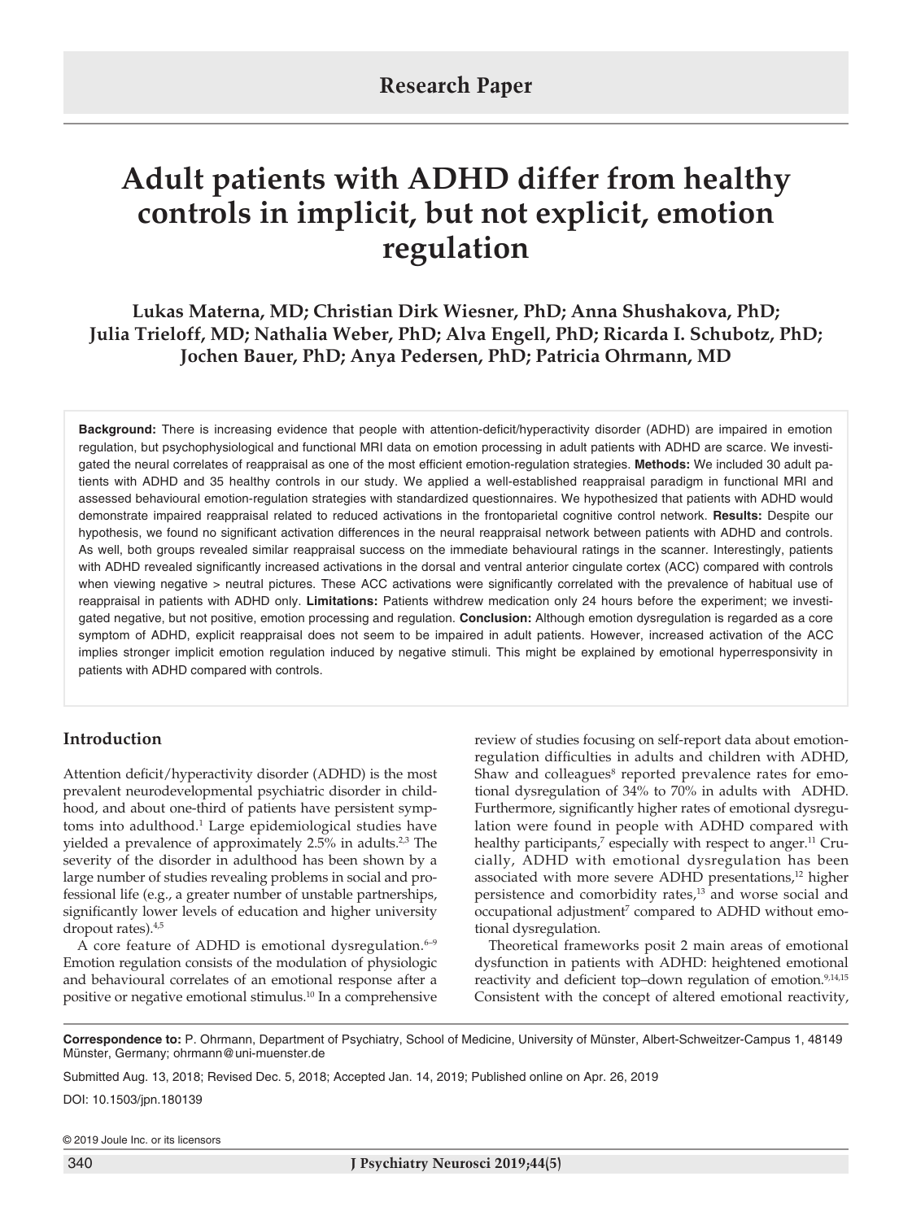Research Paper

# Adult patients with ADHD differ from healthy controls in implicit, but not explicit, emotion regulation

**Lukas Materna, MD; Christian Dirk Wiesner, PhD; Anna Shushakova, PhD; Julia Trieloff, MD; Nathalia Weber, PhD; Alva Engell, PhD; Ricarda I. Schubotz, PhD; Jochen Bauer, PhD; Anya Pedersen, PhD; Patricia Ohrmann, MD**

**Background:** There is increasing evidence that people with attention-deficit/hyperactivity disorder (ADHD) are impaired in emotion regulation, but psychophysiological and functional MRI data on emotion processing in adult patients with ADHD are scarce. We investigated the neural correlates of reappraisal as one of the most efficient emotion-regulation strategies. **Methods:** We included 30 adult patients with ADHD and 35 healthy controls in our study. We applied a well-established reappraisal paradigm in functional MRI and assessed behavioural emotion-regulation strategies with standardized questionnaires. We hypothesized that patients with ADHD would demonstrate impaired reappraisal related to reduced activations in the frontoparietal cognitive control network. **Results:** Despite our hypothesis, we found no significant activation differences in the neural reappraisal network between patients with ADHD and controls. As well, both groups revealed similar reappraisal success on the immediate behavioural ratings in the scanner. Interestingly, patients with ADHD revealed significantly increased activations in the dorsal and ventral anterior cingulate cortex (ACC) compared with controls when viewing negative > neutral pictures. These ACC activations were significantly correlated with the prevalence of habitual use of reappraisal in patients with ADHD only. **Limitations:** Patients withdrew medication only 24 hours before the experiment; we investigated negative, but not positive, emotion processing and regulation. **Conclusion:** Although emotion dysregulation is regarded as a core symptom of ADHD, explicit reappraisal does not seem to be impaired in adult patients. However, increased activation of the ACC implies stronger implicit emotion regulation induced by negative stimuli. This might be explained by emotional hyperresponsivity in patients with ADHD compared with controls.

## Introduction

Attention deficit/hyperactivity disorder (ADHD) is the most prevalent neurodevelopmental psychiatric disorder in childhood, and about one-third of patients have persistent symptoms into adulthood.[1] Large epidemiological studies have yielded a prevalence of approximately 2.5% in adults.[2,3] The severity of the disorder in adulthood has been shown by a large number of studies revealing problems in social and professional life (e.g., a greater number of unstable partnerships, significantly lower levels of education and higher university dropout rates).[4,5]

A core feature of ADHD is emotional dysregulation.[6–9] Emotion regulation consists of the modulation of physiologic and behavioural correlates of an emotional response after a positive or negative emotional stimulus.[10] In a comprehensive review of studies focusing on self-report data about emotion-regulation difficulties in adults and children with ADHD, Shaw and colleagues[8] reported prevalence rates for emotional dysregulation of 34% to 70% in adults with ADHD. Furthermore, significantly higher rates of emotional dysregulation were found in people with ADHD compared with healthy participants,[7] especially with respect to anger.[11] Crucially, ADHD with emotional dysregulation has been associated with more severe ADHD presentations,[12] higher persistence and comorbidity rates,[13] and worse social and occupational adjustment[7] compared to ADHD without emotional dysregulation.

Theoretical frameworks posit 2 main areas of emotional dysfunction in patients with ADHD: heightened emotional reactivity and deficient top–down regulation of emotion.[9,14,15] Consistent with the concept of altered emotional reactivity,

**Correspondence to:** P. Ohrmann, Department of Psychiatry, School of Medicine, University of Münster, Albert-Schweitzer-Campus 1, 48149 Münster, Germany; ohrmann@uni-muenster.de

Submitted Aug. 13, 2018; Revised Dec. 5, 2018; Accepted Jan. 14, 2019; Published online on Apr. 26, 2019

DOI: 10.1503/jpn.180139

© 2019 Joule Inc. or its licensors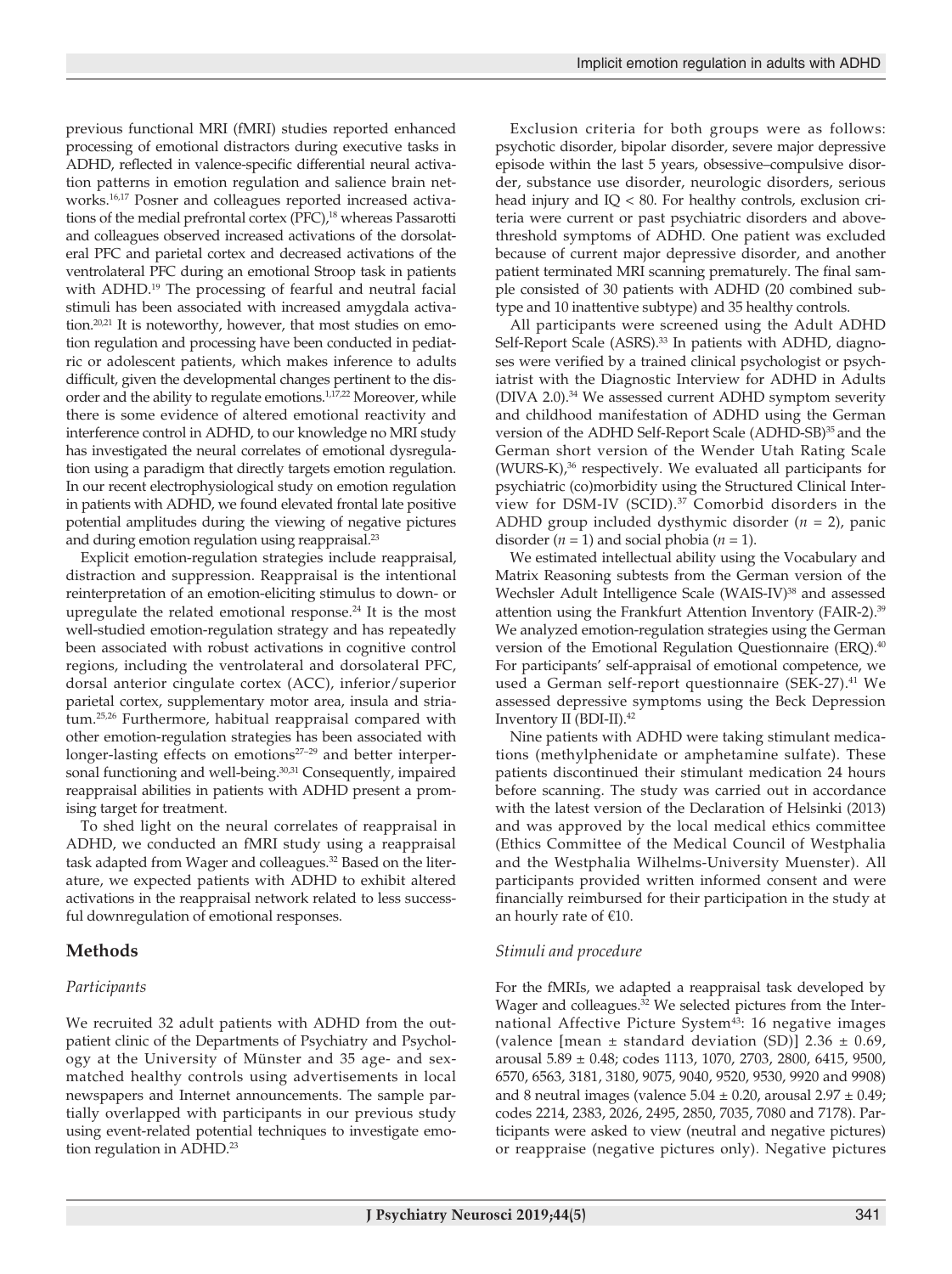previous functional MRI (fMRI) studies reported enhanced processing of emotional distractors during executive tasks in ADHD, reflected in valence-specific differential neural activation patterns in emotion regulation and salience brain networks.[16,17] Posner and colleagues reported increased activations of the medial prefrontal cortex (PFC),[18] whereas Passarotti and colleagues observed increased activations of the dorsolateral PFC and parietal cortex and decreased activations of the ventrolateral PFC during an emotional Stroop task in patients with ADHD.[19] The processing of fearful and neutral facial stimuli has been associated with increased amygdala activation.[20,21] It is noteworthy, however, that most studies on emotion regulation and processing have been conducted in pediatric or adolescent patients, which makes inference to adults difficult, given the developmental changes pertinent to the disorder and the ability to regulate emotions.[1,17,22] Moreover, while there is some evidence of altered emotional reactivity and interference control in ADHD, to our knowledge no MRI study has investigated the neural correlates of emotional dysregulation using a paradigm that directly targets emotion regulation. In our recent electrophysiological study on emotion regulation in patients with ADHD, we found elevated frontal late positive potential amplitudes during the viewing of negative pictures and during emotion regulation using reappraisal.[23]

Explicit emotion-regulation strategies include reappraisal, distraction and suppression. Reappraisal is the intentional reinterpretation of an emotion-eliciting stimulus to down- or upregulate the related emotional response.[24] It is the most well-studied emotion-regulation strategy and has repeatedly been associated with robust activations in cognitive control regions, including the ventrolateral and dorsolateral PFC, dorsal anterior cingulate cortex (ACC), inferior/superior parietal cortex, supplementary motor area, insula and striatum.[25,26] Furthermore, habitual reappraisal compared with other emotion-regulation strategies has been associated with longer-lasting effects on emotions[27–29] and better interpersonal functioning and well-being.[30,31] Consequently, impaired reappraisal abilities in patients with ADHD present a promising target for treatment.

To shed light on the neural correlates of reappraisal in ADHD, we conducted an fMRI study using a reappraisal task adapted from Wager and colleagues.[32] Based on the literature, we expected patients with ADHD to exhibit altered activations in the reappraisal network related to less successful downregulation of emotional responses.

## Methods

### *Participants*

We recruited 32 adult patients with ADHD from the outpatient clinic of the Departments of Psychiatry and Psychology at the University of Münster and 35 age- and sex-matched healthy controls using advertisements in local newspapers and Internet announcements. The sample partially overlapped with participants in our previous study using event-related potential techniques to investigate emotion regulation in ADHD.[23]

Exclusion criteria for both groups were as follows: psychotic disorder, bipolar disorder, severe major depressive episode within the last 5 years, obsessive–compulsive disorder, substance use disorder, neurologic disorders, serious head injury and IQ < 80. For healthy controls, exclusion criteria were current or past psychiatric disorders and above-threshold symptoms of ADHD. One patient was excluded because of current major depressive disorder, and another patient terminated MRI scanning prematurely. The final sample consisted of 30 patients with ADHD (20 combined subtype and 10 inattentive subtype) and 35 healthy controls.

All participants were screened using the Adult ADHD Self-Report Scale (ASRS).[33] In patients with ADHD, diagnoses were verified by a trained clinical psychologist or psychiatrist with the Diagnostic Interview for ADHD in Adults (DIVA 2.0).[34] We assessed current ADHD symptom severity and childhood manifestation of ADHD using the German version of the ADHD Self-Report Scale (ADHD-SB)[35] and the German short version of the Wender Utah Rating Scale (WURS-K),[36] respectively. We evaluated all participants for psychiatric (co)morbidity using the Structured Clinical Interview for DSM-IV (SCID).[37] Comorbid disorders in the ADHD group included dysthymic disorder ($n = 2$), panic disorder ($n = 1$) and social phobia ($n = 1$).

We estimated intellectual ability using the Vocabulary and Matrix Reasoning subtests from the German version of the Wechsler Adult Intelligence Scale (WAIS-IV)[38] and assessed attention using the Frankfurt Attention Inventory (FAIR-2).[39] We analyzed emotion-regulation strategies using the German version of the Emotional Regulation Questionnaire (ERQ).[40] For participants' self-appraisal of emotional competence, we used a German self-report questionnaire (SEK-27).[41] We assessed depressive symptoms using the Beck Depression Inventory II (BDI-II).[42]

Nine patients with ADHD were taking stimulant medications (methylphenidate or amphetamine sulfate). These patients discontinued their stimulant medication 24 hours before scanning. The study was carried out in accordance with the latest version of the Declaration of Helsinki (2013) and was approved by the local medical ethics committee (Ethics Committee of the Medical Council of Westphalia and the Westphalia Wilhelms-University Muenster). All participants provided written informed consent and were financially reimbursed for their participation in the study at an hourly rate of €10.

### *Stimuli and procedure*

For the fMRIs, we adapted a reappraisal task developed by Wager and colleagues.[32] We selected pictures from the International Affective Picture System[43]: 16 negative images (valence [mean ± standard deviation (SD)] 2.36 ± 0.69, arousal 5.89 ± 0.48; codes 1113, 1070, 2703, 2800, 6415, 9500, 6570, 6563, 3181, 3180, 9075, 9040, 9520, 9530, 9920 and 9908) and 8 neutral images (valence 5.04 ± 0.20, arousal 2.97 ± 0.49; codes 2214, 2383, 2026, 2495, 2850, 7035, 7080 and 7178). Participants were asked to view (neutral and negative pictures) or reappraise (negative pictures only). Negative pictures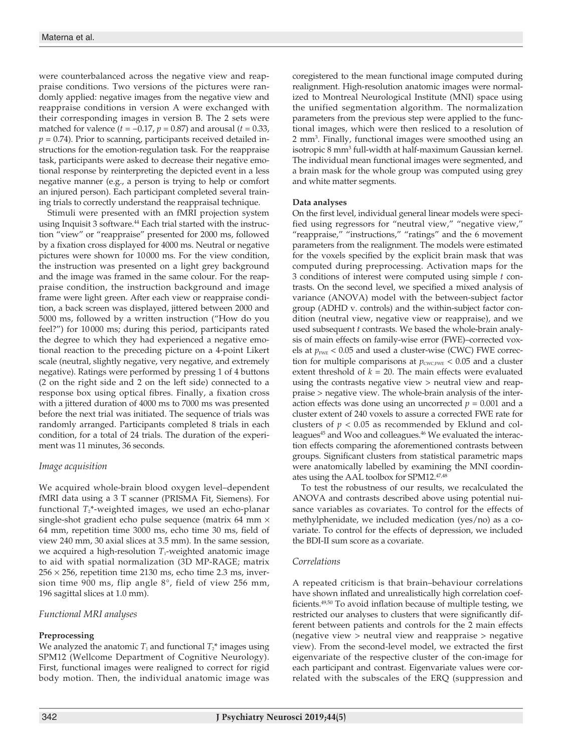were counterbalanced across the negative view and reappraise conditions. Two versions of the pictures were randomly applied: negative images from the negative view and reappraise conditions in version A were exchanged with their corresponding images in version B. The 2 sets were matched for valence ($t = -0.17$, $p = 0.87$) and arousal ($t = 0.33$, $p = 0.74$). Prior to scanning, participants received detailed instructions for the emotion-regulation task. For the reappraise task, participants were asked to decrease their negative emotional response by reinterpreting the depicted event in a less negative manner (e.g., a person is trying to help or comfort an injured person). Each participant completed several training trials to correctly understand the reappraisal technique.

Stimuli were presented with an fMRI projection system using Inquisit 3 software.[44] Each trial started with the instruction "view" or "reappraise" presented for 2000 ms, followed by a fixation cross displayed for 4000 ms. Neutral or negative pictures were shown for 10 000 ms. For the view condition, the instruction was presented on a light grey background and the image was framed in the same colour. For the reappraise condition, the instruction background and image frame were light green. After each view or reappraise condition, a back screen was displayed, jittered between 2000 and 5000 ms, followed by a written instruction ("How do you feel?") for 10 000 ms; during this period, participants rated the degree to which they had experienced a negative emotional reaction to the preceding picture on a 4-point Likert scale (neutral, slightly negative, very negative, and extremely negative). Ratings were performed by pressing 1 of 4 buttons (2 on the right side and 2 on the left side) connected to a response box using optical fibres. Finally, a fixation cross with a jittered duration of 4000 ms to 7000 ms was presented before the next trial was initiated. The sequence of trials was randomly arranged. Participants completed 8 trials in each condition, for a total of 24 trials. The duration of the experiment was 11 minutes, 36 seconds.

### *Image acquisition*

We acquired whole-brain blood oxygen level–dependent fMRI data using a 3 T scanner (PRISMA Fit, Siemens). For functional $T_2$*-weighted images, we used an echo-planar single-shot gradient echo pulse sequence (matrix 64 mm × 64 mm, repetition time 3000 ms, echo time 30 ms, field of view 240 mm, 30 axial slices at 3.5 mm). In the same session, we acquired a high-resolution $T_1$-weighted anatomic image to aid with spatial normalization (3D MP-RAGE; matrix 256 × 256, repetition time 2130 ms, echo time 2.3 ms, inversion time 900 ms, flip angle 8°, field of view 256 mm, 196 sagittal slices at 1.0 mm).

### *Functional MRI analyses*

#### Preprocessing

We analyzed the anatomic $T_1$ and functional $T_2$* images using SPM12 (Wellcome Department of Cognitive Neurology). First, functional images were realigned to correct for rigid body motion. Then, the individual anatomic image was coregistered to the mean functional image computed during realignment. High-resolution anatomic images were normalized to Montreal Neurological Institute (MNI) space using the unified segmentation algorithm. The normalization parameters from the previous step were applied to the functional images, which were then resliced to a resolution of 2 mm$^3$. Finally, functional images were smoothed using an isotropic 8 mm$^3$ full-width at half-maximum Gaussian kernel. The individual mean functional images were segmented, and a brain mask for the whole group was computed using grey and white matter segments.

#### Data analyses

On the first level, individual general linear models were specified using regressors for "neutral view," "negative view," "reappraise," "instructions," "ratings" and the 6 movement parameters from the realignment. The models were estimated for the voxels specified by the explicit brain mask that was computed during preprocessing. Activation maps for the 3 conditions of interest were computed using simple $t$ contrasts. On the second level, we specified a mixed analysis of variance (ANOVA) model with the between-subject factor group (ADHD v. controls) and the within-subject factor condition (neutral view, negative view or reappraise), and we used subsequent $t$ contrasts. We based the whole-brain analysis of main effects on family-wise error (FWE)–corrected voxels at $p_{FWE} < 0.05$ and used a cluster-wise (CWC) FWE correction for multiple comparisons at $p_{CWC,FWE} < 0.05$ and a cluster extent threshold of $k = 20$. The main effects were evaluated using the contrasts negative view > neutral view and reappraise > negative view. The whole-brain analysis of the interaction effects was done using an uncorrected $p = 0.001$ and a cluster extent of 240 voxels to assure a corrected FWE rate for clusters of $p < 0.05$ as recommended by Eklund and colleagues[45] and Woo and colleagues.[46] We evaluated the interaction effects comparing the aforementioned contrasts between groups. Significant clusters from statistical parametric maps were anatomically labelled by examining the MNI coordinates using the AAL toolbox for SPM12.[47,48]

To test the robustness of our results, we recalculated the ANOVA and contrasts described above using potential nuisance variables as covariates. To control for the effects of methylphenidate, we included medication (yes/no) as a covariate. To control for the effects of depression, we included the BDI-II sum score as a covariate.

### *Correlations*

A repeated criticism is that brain–behaviour correlations have shown inflated and unrealistically high correlation coefficients.[49,50] To avoid inflation because of multiple testing, we restricted our analyses to clusters that were significantly different between patients and controls for the 2 main effects (negative view > neutral view and reappraise > negative view). From the second-level model, we extracted the first eigenvariate of the respective cluster of the con-image for each participant and contrast. Eigenvariate values were correlated with the subscales of the ERQ (suppression and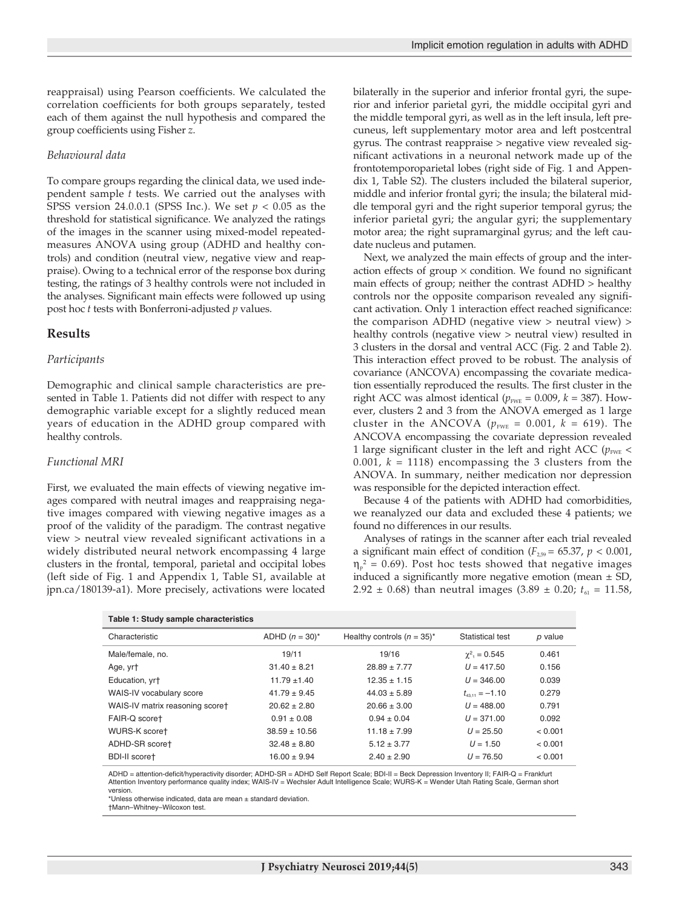reappraisal) using Pearson coefficients. We calculated the correlation coefficients for both groups separately, tested each of them against the null hypothesis and compared the group coefficients using Fisher *z*.

### *Behavioural data*

To compare groups regarding the clinical data, we used independent sample *t* tests. We carried out the analyses with SPSS version 24.0.0.1 (SPSS Inc.). We set $p < 0.05$ as the threshold for statistical significance. We analyzed the ratings of the images in the scanner using mixed-model repeated-measures ANOVA using group (ADHD and healthy controls) and condition (neutral view, negative view and reappraise). Owing to a technical error of the response box during testing, the ratings of 3 healthy controls were not included in the analyses. Significant main effects were followed up using post hoc *t* tests with Bonferroni-adjusted *p* values.

## Results

### *Participants*

Demographic and clinical sample characteristics are presented in Table 1. Patients did not differ with respect to any demographic variable except for a slightly reduced mean years of education in the ADHD group compared with healthy controls.

### *Functional MRI*

First, we evaluated the main effects of viewing negative images compared with neutral images and reappraising negative images compared with viewing negative images as a proof of the validity of the paradigm. The contrast negative view > neutral view revealed significant activations in a widely distributed neural network encompassing 4 large clusters in the frontal, temporal, parietal and occipital lobes (left side of Fig. 1 and Appendix 1, Table S1, available at jpn.ca/180139-a1). More precisely, activations were located bilaterally in the superior and inferior frontal gyri, the superior and inferior parietal gyri, the middle occipital gyri and the middle temporal gyri, as well as in the left insula, left precuneus, left supplementary motor area and left postcentral gyrus. The contrast reappraise > negative view revealed significant activations in a neuronal network made up of the frontotemporoparietal lobes (right side of Fig. 1 and Appendix 1, Table S2). The clusters included the bilateral superior, middle and inferior frontal gyri; the insula; the bilateral middle temporal gyri and the right superior temporal gyrus; the inferior parietal gyri; the angular gyri; the supplementary motor area; the right supramarginal gyrus; and the left caudate nucleus and putamen.

Next, we analyzed the main effects of group and the interaction effects of group × condition. We found no significant main effects of group; neither the contrast ADHD > healthy controls nor the opposite comparison revealed any significant activation. Only 1 interaction effect reached significance: the comparison ADHD (negative view > neutral view) > healthy controls (negative view > neutral view) resulted in 3 clusters in the dorsal and ventral ACC (Fig. 2 and Table 2). This interaction effect proved to be robust. The analysis of covariance (ANCOVA) encompassing the covariate medication essentially reproduced the results. The first cluster in the right ACC was almost identical ($p_{FWE} = 0.009$, $k = 387$). However, clusters 2 and 3 from the ANOVA emerged as 1 large cluster in the ANCOVA ($p_{FWE} = 0.001$, $k = 619$). The ANCOVA encompassing the covariate depression revealed 1 large significant cluster in the left and right ACC ($p_{FWE} < 0.001$, $k = 1118$) encompassing the 3 clusters from the ANOVA. In summary, neither medication nor depression was responsible for the depicted interaction effect.

Because 4 of the patients with ADHD had comorbidities, we reanalyzed our data and excluded these 4 patients; we found no differences in our results.

Analyses of ratings in the scanner after each trial revealed a significant main effect of condition ($F_{2,59} = 65.37$, $p < 0.001$, $\eta_p^2 = 0.69$). Post hoc tests showed that negative images induced a significantly more negative emotion (mean ± SD, 2.92 ± 0.68) than neutral images (3.89 ± 0.20; $t_{61} = 11.58$,

**Table 1: Study sample characteristics**

| Characteristic | ADHD ($n = 30$)* | Healthy controls ($n = 35$)* | Statistical test | *p* value |
|---|---|---|---|---|
| Male/female, no. | 19/11 | 19/16 | $\chi^2_1 = 0.545$ | 0.461 |
| Age, yr† | 31.40 ± 8.21 | 28.89 ± 7.77 | $U = 417.50$ | 0.156 |
| Education, yr† | 11.79 ±1.40 | 12.35 ± 1.15 | $U = 346.00$ | 0.039 |
| WAIS-IV vocabulary score | 41.79 ± 9.45 | 44.03 ± 5.89 | $t_{43.11} = -1.10$ | 0.279 |
| WAIS-IV matrix reasoning score† | 20.62 ± 2.80 | 20.66 ± 3.00 | $U = 488.00$ | 0.791 |
| FAIR-Q score† | 0.91 ± 0.08 | 0.94 ± 0.04 | $U = 371.00$ | 0.092 |
| WURS-K score† | 38.59 ± 10.56 | 11.18 ± 7.99 | $U = 25.50$ | < 0.001 |
| ADHD-SR score† | 32.48 ± 8.80 | 5.12 ± 3.77 | $U = 1.50$ | < 0.001 |
| BDI-II score† | 16.00 ± 9.94 | 2.40 ± 2.90 | $U = 76.50$ | < 0.001 |

ADHD = attention-deficit/hyperactivity disorder; ADHD-SR = ADHD Self Report Scale; BDI-II = Beck Depression Inventory II; FAIR-Q = Frankfurt Attention Inventory performance quality index; WAIS-IV = Wechsler Adult Intelligence Scale; WURS-K = Wender Utah Rating Scale, German short version.
*Unless otherwise indicated, data are mean ± standard deviation.
†Mann–Whitney–Wilcoxon test.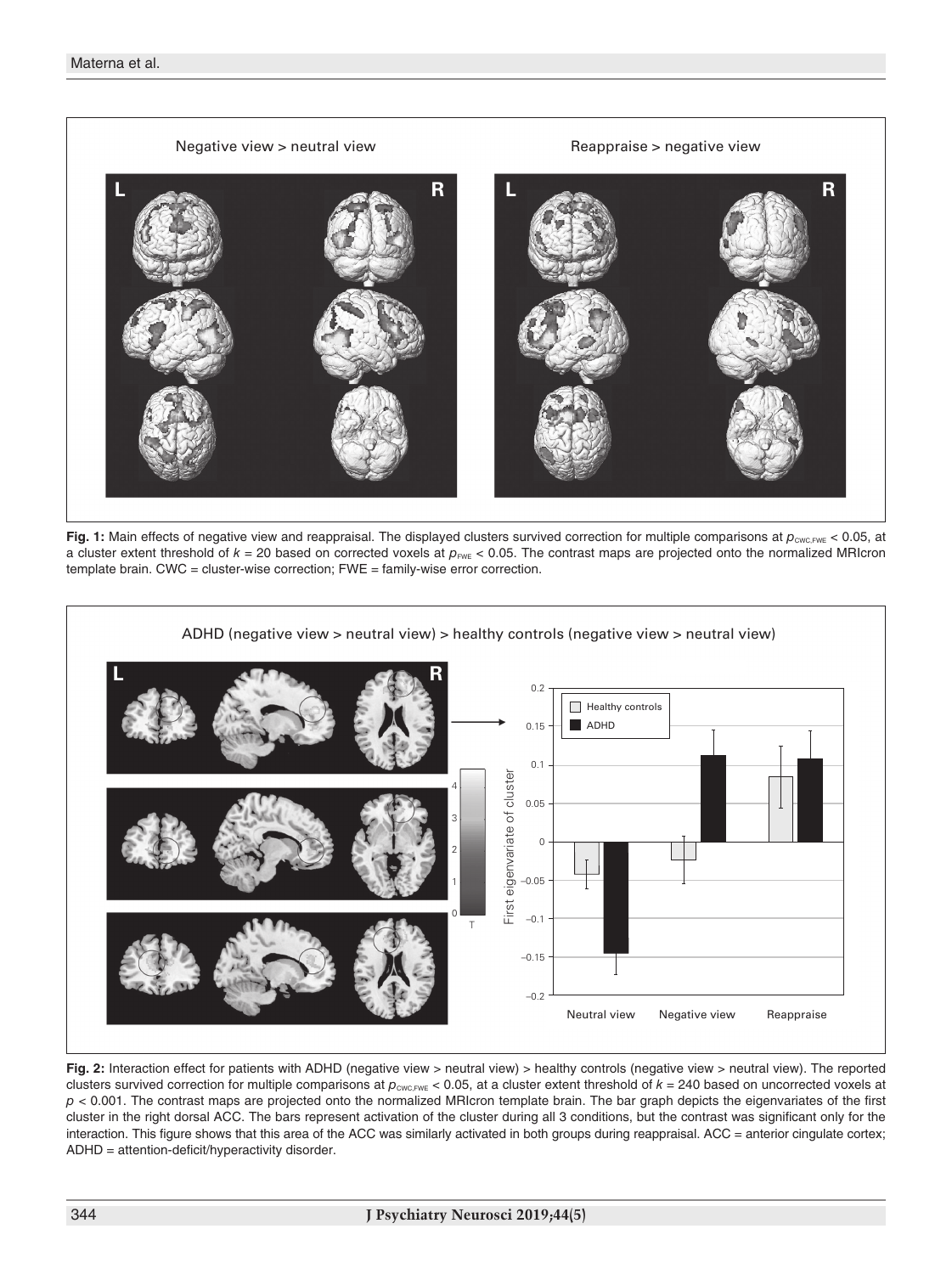**Fig. 1:** Main effects of negative view and reappraisal. The displayed clusters survived correction for multiple comparisons at $p_{CWC,FWE} < 0.05$, at a cluster extent threshold of $k = 20$ based on corrected voxels at $p_{FWE} < 0.05$. The contrast maps are projected onto the normalized MRIcron template brain. CWC = cluster-wise correction; FWE = family-wise error correction.

**Fig. 2:** Interaction effect for patients with ADHD (negative view > neutral view) > healthy controls (negative view > neutral view). The reported clusters survived correction for multiple comparisons at $p_{CWC,FWE} < 0.05$, at a cluster extent threshold of $k = 240$ based on uncorrected voxels at $p < 0.001$. The contrast maps are projected onto the normalized MRIcron template brain. The bar graph depicts the eigenvariates of the first cluster in the right dorsal ACC. The bars represent activation of the cluster during all 3 conditions, but the contrast was significant only for the interaction. This figure shows that this area of the ACC was similarly activated in both groups during reappraisal. ACC = anterior cingulate cortex; ADHD = attention-deficit/hyperactivity disorder.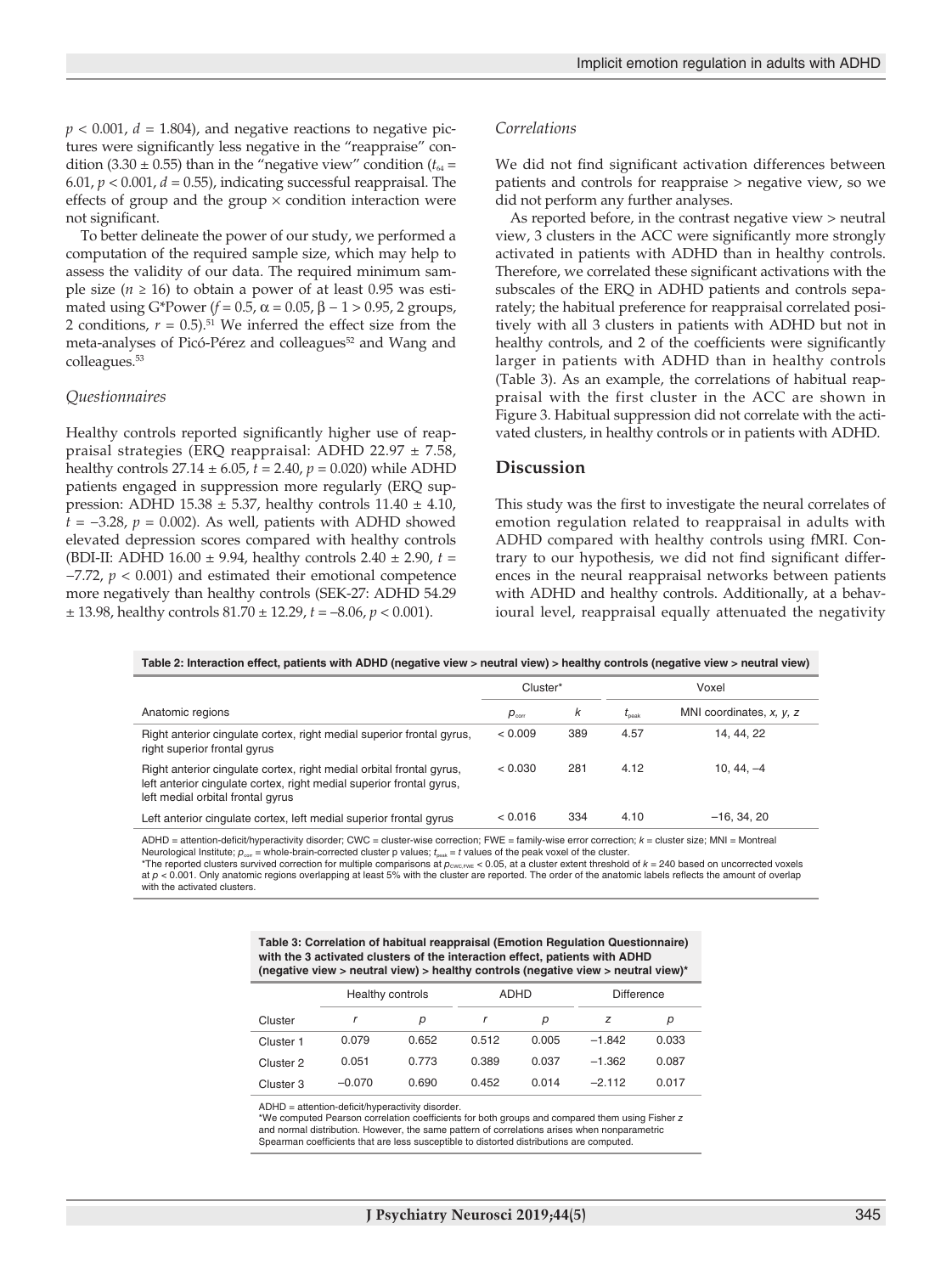$p < 0.001$, $d = 1.804$), and negative reactions to negative pictures were significantly less negative in the "reappraise" condition (3.30 ± 0.55) than in the "negative view" condition ($t_{64} = 6.01$, $p < 0.001$, $d = 0.55$), indicating successful reappraisal. The effects of group and the group × condition interaction were not significant.

To better delineate the power of our study, we performed a computation of the required sample size, which may help to assess the validity of our data. The required minimum sample size ($n \geq 16$) to obtain a power of at least 0.95 was estimated using G*Power ($f = 0.5$, $\alpha = 0.05$, $\beta - 1 > 0.95$, 2 groups, 2 conditions, $r = 0.5$).[51] We inferred the effect size from the meta-analyses of Picó-Pérez and colleagues[52] and Wang and colleagues.[53]

### *Questionnaires*

Healthy controls reported significantly higher use of reappraisal strategies (ERQ reappraisal: ADHD 22.97 ± 7.58, healthy controls 27.14 ± 6.05, $t = 2.40$, $p = 0.020$) while ADHD patients engaged in suppression more regularly (ERQ suppression: ADHD 15.38 ± 5.37, healthy controls 11.40 ± 4.10, $t = -3.28$, $p = 0.002$). As well, patients with ADHD showed elevated depression scores compared with healthy controls (BDI-II: ADHD 16.00 ± 9.94, healthy controls 2.40 ± 2.90, $t = -7.72$, $p < 0.001$) and estimated their emotional competence more negatively than healthy controls (SEK-27: ADHD 54.29 ± 13.98, healthy controls 81.70 ± 12.29, $t = -8.06$, $p < 0.001$).

### *Correlations*

We did not find significant activation differences between patients and controls for reappraise > negative view, so we did not perform any further analyses.

As reported before, in the contrast negative view > neutral view, 3 clusters in the ACC were significantly more strongly activated in patients with ADHD than in healthy controls. Therefore, we correlated these significant activations with the subscales of the ERQ in ADHD patients and controls separately; the habitual preference for reappraisal correlated positively with all 3 clusters in patients with ADHD but not in healthy controls, and 2 of the coefficients were significantly larger in patients with ADHD than in healthy controls (Table 3). As an example, the correlations of habitual reappraisal with the first cluster in the ACC are shown in Figure 3. Habitual suppression did not correlate with the activated clusters, in healthy controls or in patients with ADHD.

## Discussion

This study was the first to investigate the neural correlates of emotion regulation related to reappraisal in adults with ADHD compared with healthy controls using fMRI. Contrary to our hypothesis, we did not find significant differences in the neural reappraisal networks between patients with ADHD and healthy controls. Additionally, at a behavioural level, reappraisal equally attenuated the negativity

**Table 2: Interaction effect, patients with ADHD (negative view > neutral view) > healthy controls (negative view > neutral view)**

| | Cluster* | | Voxel | |
|---|---|---|---|---|
| Anatomic regions | $p_{corr}$ | $k$ | $t_{peak}$ | MNI coordinates, $x$, $y$, $z$ |
| Right anterior cingulate cortex, right medial superior frontal gyrus, right superior frontal gyrus | < 0.009 | 389 | 4.57 | 14, 44, 22 |
| Right anterior cingulate cortex, right medial orbital frontal gyrus, left anterior cingulate cortex, right medial superior frontal gyrus, left medial orbital frontal gyrus | < 0.030 | 281 | 4.12 | 10, 44, −4 |
| Left anterior cingulate cortex, left medial superior frontal gyrus | < 0.016 | 334 | 4.10 | −16, 34, 20 |

ADHD = attention-deficit/hyperactivity disorder; CWC = cluster-wise correction; FWE = family-wise error correction; $k$ = cluster size; MNI = Montreal Neurological Institute; $p_{corr}$ = whole-brain-corrected cluster p values; $t_{peak}$ = $t$ values of the peak voxel of the cluster.
*The reported clusters survived correction for multiple comparisons at $p_{CWC,FWE} < 0.05$, at a cluster extent threshold of $k = 240$ based on uncorrected voxels at $p < 0.001$. Only anatomic regions overlapping at least 5% with the cluster are reported. The order of the anatomic labels reflects the amount of overlap with the activated clusters.

**Table 3: Correlation of habitual reappraisal (Emotion Regulation Questionnaire) with the 3 activated clusters of the interaction effect, patients with ADHD (negative view > neutral view) > healthy controls (negative view > neutral view)***

| | Healthy controls | | ADHD | | Difference | |
|---|---|---|---|---|---|---|
| Cluster | $r$ | $p$ | $r$ | $p$ | $z$ | $p$ |
| Cluster 1 | 0.079 | 0.652 | 0.512 | 0.005 | −1.842 | 0.033 |
| Cluster 2 | 0.051 | 0.773 | 0.389 | 0.037 | −1.362 | 0.087 |
| Cluster 3 | −0.070 | 0.690 | 0.452 | 0.014 | −2.112 | 0.017 |

ADHD = attention-deficit/hyperactivity disorder.
*We computed Pearson correlation coefficients for both groups and compared them using Fisher $z$ and normal distribution. However, the same pattern of correlations arises when nonparametric Spearman coefficients that are less susceptible to distorted distributions are computed.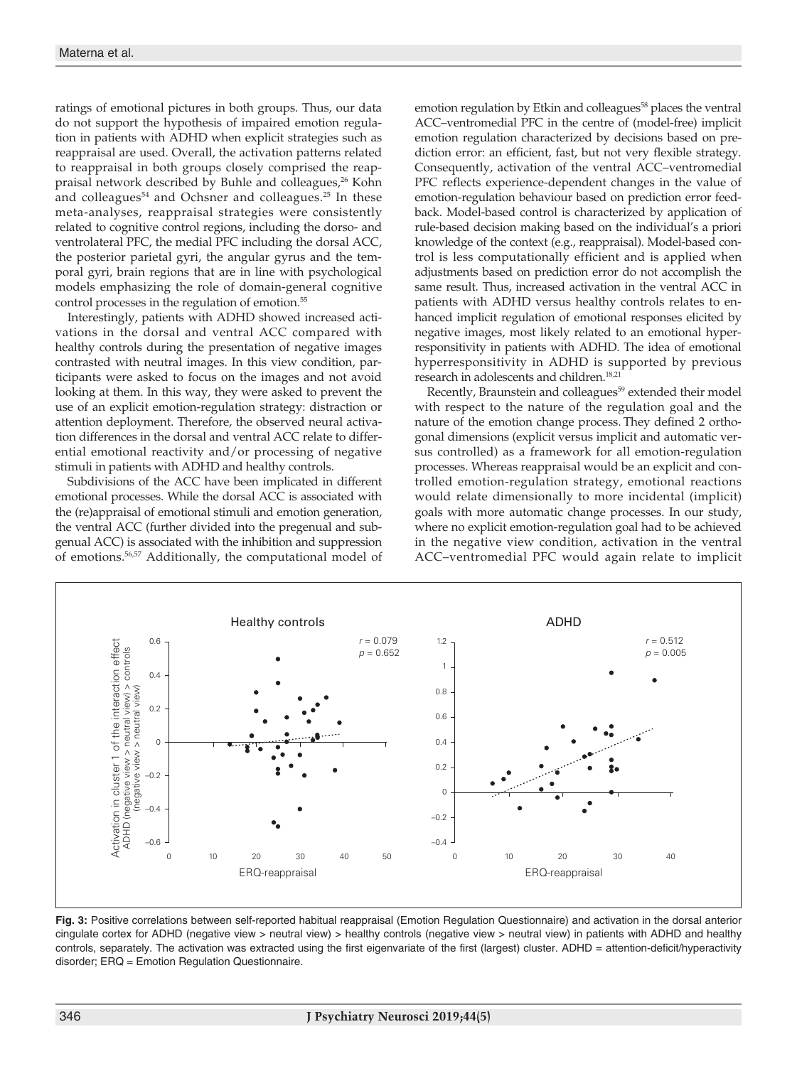ratings of emotional pictures in both groups. Thus, our data do not support the hypothesis of impaired emotion regulation in patients with ADHD when explicit strategies such as reappraisal are used. Overall, the activation patterns related to reappraisal in both groups closely comprised the reappraisal network described by Buhle and colleagues,[26] Kohn and colleagues[54] and Ochsner and colleagues.[25] In these meta-analyses, reappraisal strategies were consistently related to cognitive control regions, including the dorso- and ventrolateral PFC, the medial PFC including the dorsal ACC, the posterior parietal gyri, the angular gyrus and the temporal gyri, brain regions that are in line with psychological models emphasizing the role of domain-general cognitive control processes in the regulation of emotion.[55]

Interestingly, patients with ADHD showed increased activations in the dorsal and ventral ACC compared with healthy controls during the presentation of negative images contrasted with neutral images. In this view condition, participants were asked to focus on the images and not avoid looking at them. In this way, they were asked to prevent the use of an explicit emotion-regulation strategy: distraction or attention deployment. Therefore, the observed neural activation differences in the dorsal and ventral ACC relate to differential emotional reactivity and/or processing of negative stimuli in patients with ADHD and healthy controls.

Subdivisions of the ACC have been implicated in different emotional processes. While the dorsal ACC is associated with the (re)appraisal of emotional stimuli and emotion generation, the ventral ACC (further divided into the pregenual and subgenual ACC) is associated with the inhibition and suppression of emotions.[56,57] Additionally, the computational model of emotion regulation by Etkin and colleagues[58] places the ventral ACC–ventromedial PFC in the centre of (model-free) implicit emotion regulation characterized by decisions based on prediction error: an efficient, fast, but not very flexible strategy. Consequently, activation of the ventral ACC–ventromedial PFC reflects experience-dependent changes in the value of emotion-regulation behaviour based on prediction error feedback. Model-based control is characterized by application of rule-based decision making based on the individual's a priori knowledge of the context (e.g., reappraisal). Model-based control is less computationally efficient and is applied when adjustments based on prediction error do not accomplish the same result. Thus, increased activation in the ventral ACC in patients with ADHD versus healthy controls relates to enhanced implicit regulation of emotional responses elicited by negative images, most likely related to an emotional hyperresponsitivity in patients with ADHD. The idea of emotional hyperresponsitivity in ADHD is supported by previous research in adolescents and children.[18,21]

Recently, Braunstein and colleagues[59] extended their model with respect to the nature of the regulation goal and the nature of the emotion change process. They defined 2 orthogonal dimensions (explicit versus implicit and automatic versus controlled) as a framework for all emotion-regulation processes. Whereas reappraisal would be an explicit and controlled emotion-regulation strategy, emotional reactions would relate dimensionally to more incidental (implicit) goals with more automatic change processes. In our study, where no explicit emotion-regulation goal had to be achieved in the negative view condition, activation in the ventral ACC–ventromedial PFC would again relate to implicit

**Fig. 3:** Positive correlations between self-reported habitual reappraisal (Emotion Regulation Questionnaire) and activation in the dorsal anterior cingulate cortex for ADHD (negative view > neutral view) > healthy controls (negative view > neutral view) in patients with ADHD and healthy controls, separately. The activation was extracted using the first eigenvariate of the first (largest) cluster. ADHD = attention-deficit/hyperactivity disorder; ERQ = Emotion Regulation Questionnaire.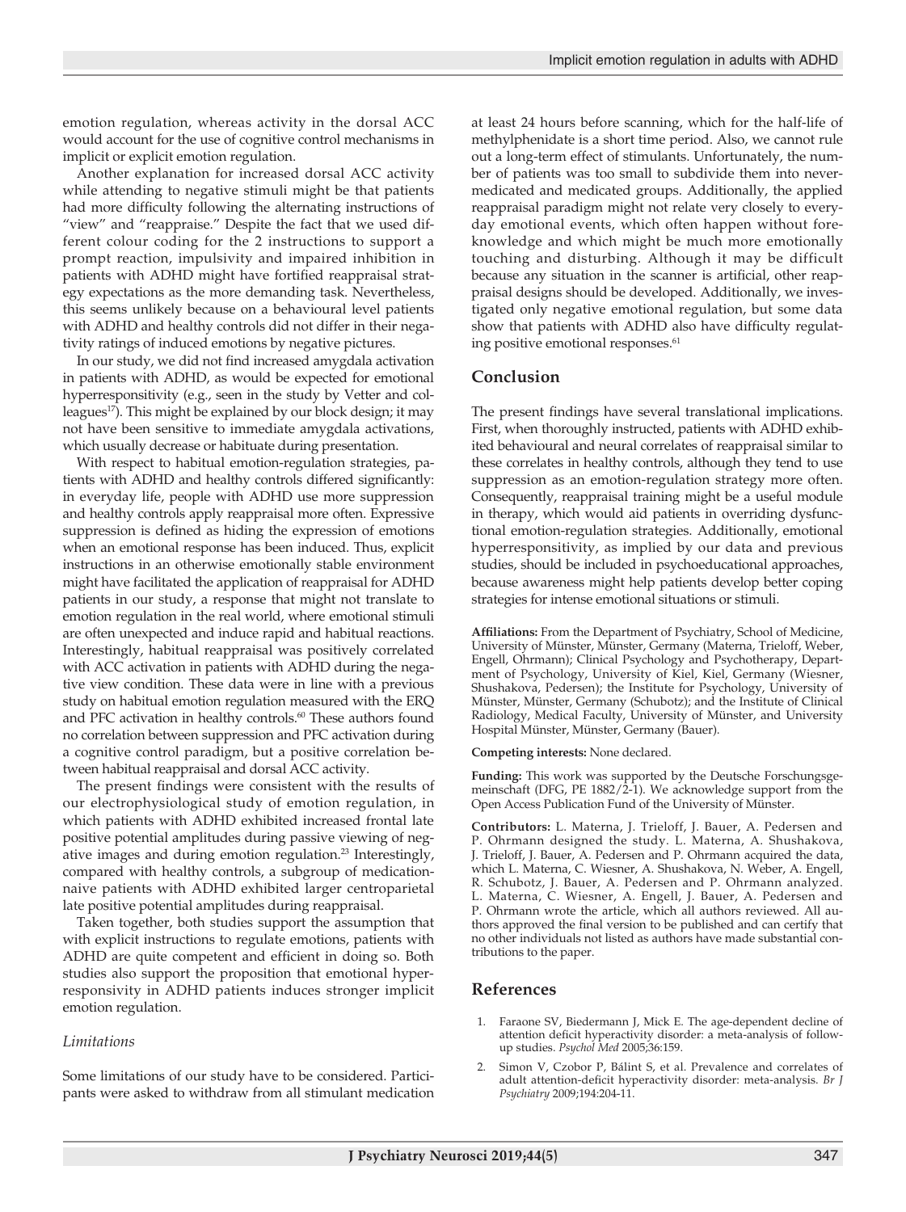emotion regulation, whereas activity in the dorsal ACC would account for the use of cognitive control mechanisms in implicit or explicit emotion regulation.

Another explanation for increased dorsal ACC activity while attending to negative stimuli might be that patients had more difficulty following the alternating instructions of "view" and "reappraise." Despite the fact that we used different colour coding for the 2 instructions to support a prompt reaction, impulsivity and impaired inhibition in patients with ADHD might have fortified reappraisal strategy expectations as the more demanding task. Nevertheless, this seems unlikely because on a behavioural level patients with ADHD and healthy controls did not differ in their negativity ratings of induced emotions by negative pictures.

In our study, we did not find increased amygdala activation in patients with ADHD, as would be expected for emotional hyperresponsivitity (e.g., seen in the study by Vetter and colleagues[17]). This might be explained by our block design; it may not have been sensitive to immediate amygdala activations, which usually decrease or habituate during presentation.

With respect to habitual emotion-regulation strategies, patients with ADHD and healthy controls differed significantly: in everyday life, people with ADHD use more suppression and healthy controls apply reappraisal more often. Expressive suppression is defined as hiding the expression of emotions when an emotional response has been induced. Thus, explicit instructions in an otherwise emotionally stable environment might have facilitated the application of reappraisal for ADHD patients in our study, a response that might not translate to emotion regulation in the real world, where emotional stimuli are often unexpected and induce rapid and habitual reactions. Interestingly, habitual reappraisal was positively correlated with ACC activation in patients with ADHD during the negative view condition. These data were in line with a previous study on habitual emotion regulation measured with the ERQ and PFC activation in healthy controls.[60] These authors found no correlation between suppression and PFC activation during a cognitive control paradigm, but a positive correlation between habitual reappraisal and dorsal ACC activity.

The present findings were consistent with the results of our electrophysiological study of emotion regulation, in which patients with ADHD exhibited increased frontal late positive potential amplitudes during passive viewing of negative images and during emotion regulation.[23] Interestingly, compared with healthy controls, a subgroup of medication-naive patients with ADHD exhibited larger centroparietal late positive potential amplitudes during reappraisal.

Taken together, both studies support the assumption that with explicit instructions to regulate emotions, patients with ADHD are quite competent and efficient in doing so. Both studies also support the proposition that emotional hyperresponsivity in ADHD patients induces stronger implicit emotion regulation.

### *Limitations*

Some limitations of our study have to be considered. Participants were asked to withdraw from all stimulant medication at least 24 hours before scanning, which for the half-life of methylphenidate is a short time period. Also, we cannot rule out a long-term effect of stimulants. Unfortunately, the number of patients was too small to subdivide them into never-medicated and medicated groups. Additionally, the applied reappraisal paradigm might not relate very closely to everyday emotional events, which often happen without foreknowledge and which might be much more emotionally touching and disturbing. Although it may be difficult because any situation in the scanner is artificial, other reappraisal designs should be developed. Additionally, we investigated only negative emotional regulation, but some data show that patients with ADHD also have difficulty regulating positive emotional responses.[61]

## Conclusion

The present findings have several translational implications. First, when thoroughly instructed, patients with ADHD exhibited behavioural and neural correlates of reappraisal similar to these correlates in healthy controls, although they tend to use suppression as an emotion-regulation strategy more often. Consequently, reappraisal training might be a useful module in therapy, which would aid patients in overriding dysfunctional emotion-regulation strategies. Additionally, emotional hyperresponsivity, as implied by our data and previous studies, should be included in psychoeducational approaches, because awareness might help patients develop better coping strategies for intense emotional situations or stimuli.

**Affiliations:** From the Department of Psychiatry, School of Medicine, University of Münster, Münster, Germany (Materna, Trieloff, Weber, Engell, Ohrmann); Clinical Psychology and Psychotherapy, Department of Psychology, University of Kiel, Kiel, Germany (Wiesner, Shushakova, Pedersen); the Institute for Psychology, University of Münster, Münster, Germany (Schubotz); and the Institute of Clinical Radiology, Medical Faculty, University of Münster, and University Hospital Münster, Münster, Germany (Bauer).

**Competing interests:** None declared.

**Funding:** This work was supported by the Deutsche Forschungsgemeinschaft (DFG, PE 1882/2-1). We acknowledge support from the Open Access Publication Fund of the University of Münster.

**Contributors:** L. Materna, J. Trieloff, J. Bauer, A. Pedersen and P. Ohrmann designed the study. L. Materna, A. Shushakova, J. Trieloff, J. Bauer, A. Pedersen and P. Ohrmann acquired the data, which L. Materna, C. Wiesner, A. Shushakova, N. Weber, A. Engell, R. Schubotz, J. Bauer, A. Pedersen and P. Ohrmann analyzed. L. Materna, C. Wiesner, A. Engell, J. Bauer, A. Pedersen and P. Ohrmann wrote the article, which all authors reviewed. All authors approved the final version to be published and can certify that no other individuals not listed as authors have made substantial contributions to the paper.

## References

1. Faraone SV, Biedermann J, Mick E. The age-dependent decline of attention deficit hyperactivity disorder: a meta-analysis of follow-up studies. *Psychol Med* 2005;36:159.
2. Simon V, Czobor P, Bálint S, et al. Prevalence and correlates of adult attention-deficit hyperactivity disorder: meta-analysis. *Br J Psychiatry* 2009;194:204-11.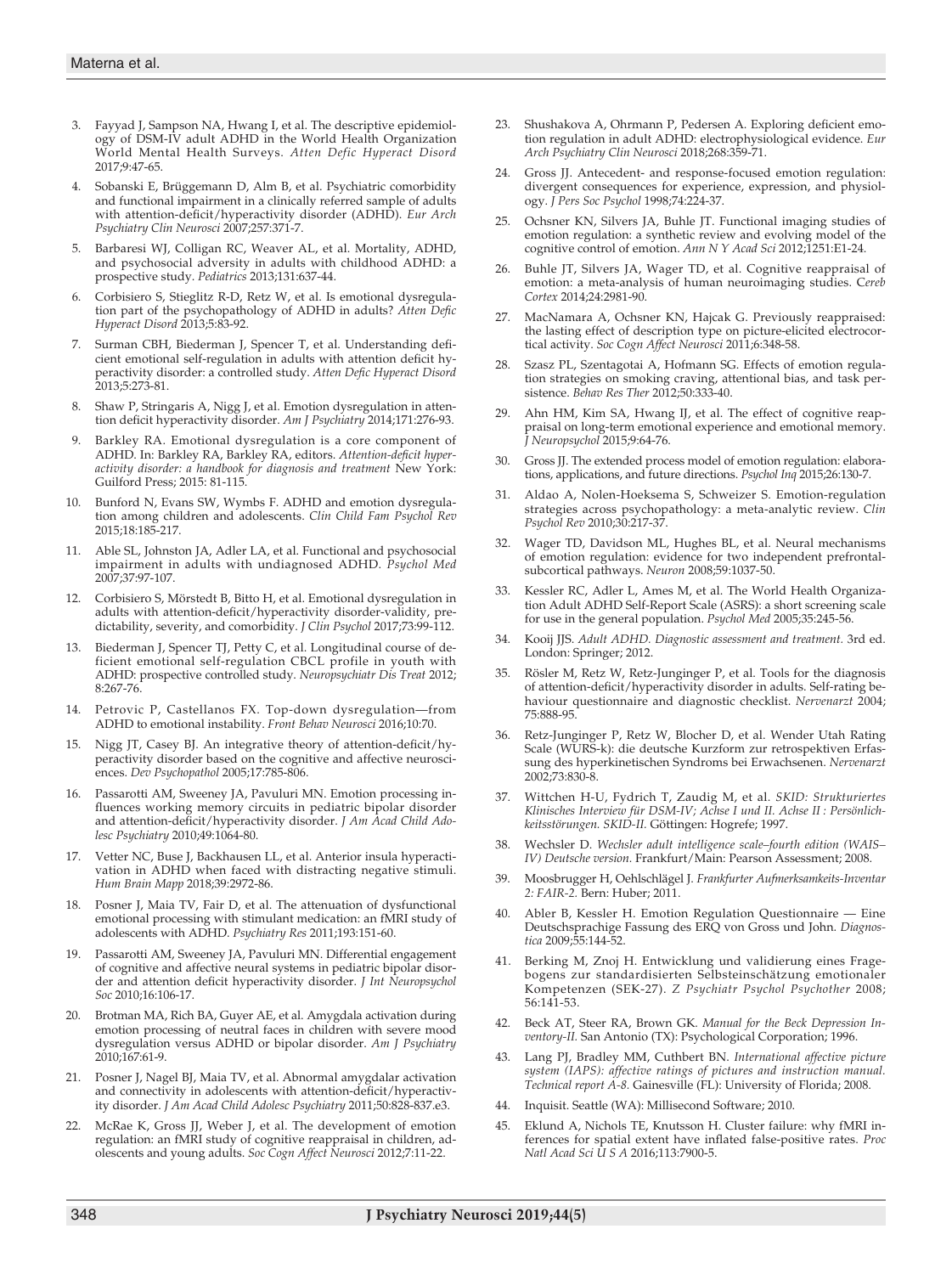3. Fayyad J, Sampson NA, Hwang I, et al. The descriptive epidemiology of DSM-IV adult ADHD in the World Health Organization World Mental Health Surveys. *Atten Defic Hyperact Disord* 2017;9:47-65.

4. Sobanski E, Brüggemann D, Alm B, et al. Psychiatric comorbidity and functional impairment in a clinically referred sample of adults with attention-deficit/hyperactivity disorder (ADHD). *Eur Arch Psychiatry Clin Neurosci* 2007;257:371-7.

5. Barbaresi WJ, Colligan RC, Weaver AL, et al. Mortality, ADHD, and psychosocial adversity in adults with childhood ADHD: a prospective study. *Pediatrics* 2013;131:637-44.

6. Corbisiero S, Stieglitz R-D, Retz W, et al. Is emotional dysregulation part of the psychopathology of ADHD in adults? *Atten Defic Hyperact Disord* 2013;5:83-92.

7. Surman CBH, Biederman J, Spencer T, et al. Understanding deficient emotional self-regulation in adults with attention deficit hyperactivity disorder: a controlled study. *Atten Defic Hyperact Disord* 2013;5:273-81.

8. Shaw P, Stringaris A, Nigg J, et al. Emotion dysregulation in attention deficit hyperactivity disorder. *Am J Psychiatry* 2014;171:276-93.

9. Barkley RA. Emotional dysregulation is a core component of ADHD. In: Barkley RA, Barkley RA, editors. *Attention-deficit hyperactivity disorder: a handbook for diagnosis and treatment* New York: Guilford Press; 2015: 81-115.

10. Bunford N, Evans SW, Wymbs F. ADHD and emotion dysregulation among children and adolescents. *Clin Child Fam Psychol Rev* 2015;18:185-217.

11. Able SL, Johnston JA, Adler LA, et al. Functional and psychosocial impairment in adults with undiagnosed ADHD. *Psychol Med* 2007;37:97-107.

12. Corbisiero S, Mörstedt B, Bitto H, et al. Emotional dysregulation in adults with attention-deficit/hyperactivity disorder-validity, predictability, severity, and comorbidity. *J Clin Psychol* 2017;73:99-112.

13. Biederman J, Spencer TJ, Petty C, et al. Longitudinal course of deficient emotional self-regulation CBCL profile in youth with ADHD: prospective controlled study. *Neuropsychiatr Dis Treat* 2012; 8:267-76.

14. Petrovic P, Castellanos FX. Top-down dysregulation—from ADHD to emotional instability. *Front Behav Neurosci* 2016;10:70.

15. Nigg JT, Casey BJ. An integrative theory of attention-deficit/hyperactivity disorder based on the cognitive and affective neurosciences. *Dev Psychopathol* 2005;17:785-806.

16. Passarotti AM, Sweeney JA, Pavuluri MN. Emotion processing influences working memory circuits in pediatric bipolar disorder and attention-deficit/hyperactivity disorder. *J Am Acad Child Adolesc Psychiatry* 2010;49:1064-80.

17. Vetter NC, Buse J, Backhausen LL, et al. Anterior insula hyperactivation in ADHD when faced with distracting negative stimuli. *Hum Brain Mapp* 2018;39:2972-86.

18. Posner J, Maia TV, Fair D, et al. The attenuation of dysfunctional emotional processing with stimulant medication: an fMRI study of adolescents with ADHD. *Psychiatry Res* 2011;193:151-60.

19. Passarotti AM, Sweeney JA, Pavuluri MN. Differential engagement of cognitive and affective neural systems in pediatric bipolar disorder and attention deficit hyperactivity disorder. *J Int Neuropsychol Soc* 2010;16:106-17.

20. Brotman MA, Rich BA, Guyer AE, et al. Amygdala activation during emotion processing of neutral faces in children with severe mood dysregulation versus ADHD or bipolar disorder. *Am J Psychiatry* 2010;167:61-9.

21. Posner J, Nagel BJ, Maia TV, et al. Abnormal amygdalar activation and connectivity in adolescents with attention-deficit/hyperactivity disorder. *J Am Acad Child Adolesc Psychiatry* 2011;50:828-837.e3.

22. McRae K, Gross JJ, Weber J, et al. The development of emotion regulation: an fMRI study of cognitive reappraisal in children, adolescents and young adults. *Soc Cogn Affect Neurosci* 2012;7:11-22.

23. Shushakova A, Ohrmann P, Pedersen A. Exploring deficient emotion regulation in adult ADHD: electrophysiological evidence. *Eur Arch Psychiatry Clin Neurosci* 2018;268:359-71.

24. Gross JJ. Antecedent- and response-focused emotion regulation: divergent consequences for experience, expression, and physiology. *J Pers Soc Psychol* 1998;74:224-37.

25. Ochsner KN, Silvers JA, Buhle JT. Functional imaging studies of emotion regulation: a synthetic review and evolving model of the cognitive control of emotion. *Ann N Y Acad Sci* 2012;1251:E1-24.

26. Buhle JT, Silvers JA, Wager TD, et al. Cognitive reappraisal of emotion: a meta-analysis of human neuroimaging studies. *Cereb Cortex* 2014;24:2981-90.

27. MacNamara A, Ochsner KN, Hajcak G. Previously reappraised: the lasting effect of description type on picture-elicited electrocortical activity. *Soc Cogn Affect Neurosci* 2011;6:348-58.

28. Szasz PL, Szentagotai A, Hofmann SG. Effects of emotion regulation strategies on smoking craving, attentional bias, and task persistence. *Behav Res Ther* 2012;50:333-40.

29. Ahn HM, Kim SA, Hwang IJ, et al. The effect of cognitive reappraisal on long-term emotional experience and emotional memory. *J Neuropsychol* 2015;9:64-76.

30. Gross JJ. The extended process model of emotion regulation: elaborations, applications, and future directions. *Psychol Inq* 2015;26:130-7.

31. Aldao A, Nolen-Hoeksema S, Schweizer S. Emotion-regulation strategies across psychopathology: a meta-analytic review. *Clin Psychol Rev* 2010;30:217-37.

32. Wager TD, Davidson ML, Hughes BL, et al. Neural mechanisms of emotion regulation: evidence for two independent prefrontal-subcortical pathways. *Neuron* 2008;59:1037-50.

33. Kessler RC, Adler L, Ames M, et al. The World Health Organization Adult ADHD Self-Report Scale (ASRS): a short screening scale for use in the general population. *Psychol Med* 2005;35:245-56.

34. Kooij JJS. *Adult ADHD. Diagnostic assessment and treatment.* 3rd ed. London: Springer; 2012.

35. Rösler M, Retz W, Retz-Junginger P, et al. Tools for the diagnosis of attention-deficit/hyperactivity disorder in adults. Self-rating behaviour questionnaire and diagnostic checklist. *Nervenarzt* 2004; 75:888-95.

36. Retz-Junginger P, Retz W, Blocher D, et al. Wender Utah Rating Scale (WURS-k): die deutsche Kurzform zur retrospektiven Erfassung des hyperkinetischen Syndroms bei Erwachsenen. *Nervenarzt* 2002;73:830-8.

37. Wittchen H-U, Fydrich T, Zaudig M, et al. *SKID: Strukturiertes Klinisches Interview für DSM-IV; Achse I und II. Achse II : Persönlichkeitsstörungen. SKID-II.* Göttingen: Hogrefe; 1997.

38. Wechsler D. *Wechsler adult intelligence scale–fourth edition (WAIS–IV) Deutsche version.* Frankfurt/Main: Pearson Assessment; 2008.

39. Moosbrugger H, Oehlschlägel J. *Frankfurter Aufmerksamkeits-Inventar 2: FAIR-2.* Bern: Huber; 2011.

40. Abler B, Kessler H. Emotion Regulation Questionnaire — Eine Deutschsprachige Fassung des ERQ von Gross und John. *Diagnostica* 2009;55:144-52.

41. Berking M, Znoj H. Entwicklung und validierung eines Fragebogens zur standardisierten Selbsteinschätzung emotionaler Kompetenzen (SEK-27). *Z Psychiatr Psychol Psychother* 2008; 56:141-53.

42. Beck AT, Steer RA, Brown GK. *Manual for the Beck Depression Inventory-II.* San Antonio (TX): Psychological Corporation; 1996.

43. Lang PJ, Bradley MM, Cuthbert BN. *International affective picture system (IAPS): affective ratings of pictures and instruction manual. Technical report A-8.* Gainesville (FL): University of Florida; 2008.

44. Inquisit. Seattle (WA): Millisecond Software; 2010.

45. Eklund A, Nichols TE, Knutsson H. Cluster failure: why fMRI inferences for spatial extent have inflated false-positive rates. *Proc Natl Acad Sci U S A* 2016;113:7900-5.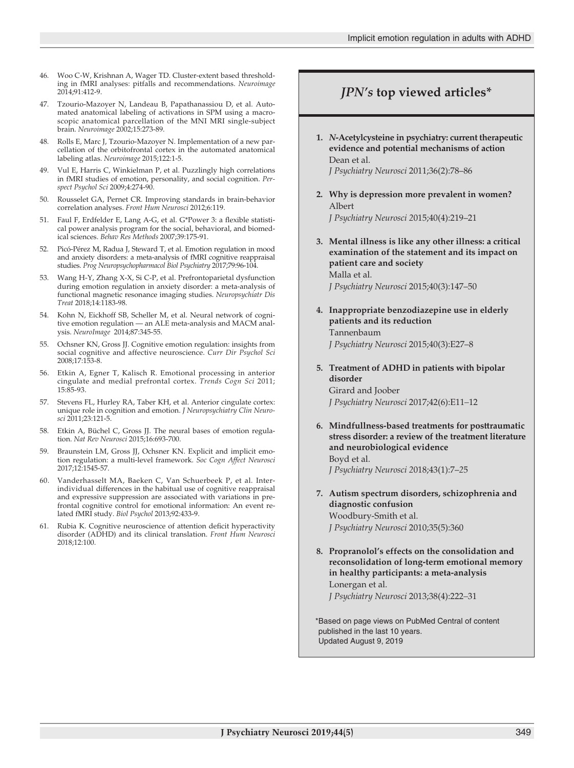46. Woo C-W, Krishnan A, Wager TD. Cluster-extent based thresholding in fMRI analyses: pitfalls and recommendations. *Neuroimage* 2014;91:412-9.
47. Tzourio-Mazoyer N, Landeau B, Papathanassiou D, et al. Automated anatomical labeling of activations in SPM using a macroscopic anatomical parcellation of the MNI MRI single-subject brain. *Neuroimage* 2002;15:273-89.
48. Rolls E, Marc J, Tzourio-Mazoyer N. Implementation of a new parcellation of the orbitofrontal cortex in the automated anatomical labeling atlas. *Neuroimage* 2015;122:1-5.
49. Vul E, Harris C, Winkielman P, et al. Puzzlingly high correlations in fMRI studies of emotion, personality, and social cognition. *Perspect Psychol Sci* 2009;4:274-90.
50. Rousselet GA, Pernet CR. Improving standards in brain-behavior correlation analyses. *Front Hum Neurosci* 2012;6:119.
51. Faul F, Erdfelder E, Lang A-G, et al. G*Power 3: a flexible statistical power analysis program for the social, behavioral, and biomedical sciences. *Behav Res Methods* 2007;39:175-91.
52. Picó-Pérez M, Radua J, Steward T, et al. Emotion regulation in mood and anxiety disorders: a meta-analysis of fMRI cognitive reappraisal studies. *Prog Neuropsychopharmacol Biol Psychiatry* 2017;79:96-104.
53. Wang H-Y, Zhang X-X, Si C-P, et al. Prefrontoparietal dysfunction during emotion regulation in anxiety disorder: a meta-analysis of functional magnetic resonance imaging studies. *Neuropsychiatr Dis Treat* 2018;14:1183-98.
54. Kohn N, Eickhoff SB, Scheller M, et al. Neural network of cognitive emotion regulation — an ALE meta-analysis and MACM analysis. *NeuroImage* 2014;87:345-55.
55. Ochsner KN, Gross JJ. Cognitive emotion regulation: insights from social cognitive and affective neuroscience. *Curr Dir Psychol Sci* 2008;17:153-8.
56. Etkin A, Egner T, Kalisch R. Emotional processing in anterior cingulate and medial prefrontal cortex. *Trends Cogn Sci* 2011; 15:85-93.
57. Stevens FL, Hurley RA, Taber KH, et al. Anterior cingulate cortex: unique role in cognition and emotion. *J Neuropsychiatry Clin Neurosci* 2011;23:121-5.
58. Etkin A, Büchel C, Gross JJ. The neural bases of emotion regulation. *Nat Rev Neurosci* 2015;16:693-700.
59. Braunstein LM, Gross JJ, Ochsner KN. Explicit and implicit emotion regulation: a multi-level framework. *Soc Cogn Affect Neurosci* 2017;12:1545-57.
60. Vanderhasselt MA, Baeken C, Van Schuerbeek P, et al. Interindividual differences in the habitual use of cognitive reappraisal and expressive suppression are associated with variations in prefrontal cognitive control for emotional information: An event related fMRI study. *Biol Psychol* 2013;92:433-9.
61. Rubia K. Cognitive neuroscience of attention deficit hyperactivity disorder (ADHD) and its clinical translation. *Front Hum Neurosci* 2018;12:100.

## *JPN's* top viewed articles*

1. ***N*-Acetylcysteine in psychiatry: current therapeutic evidence and potential mechanisms of action**
   Dean et al.
   *J Psychiatry Neurosci* 2011;36(2):78–86

2. **Why is depression more prevalent in women?**
   Albert
   *J Psychiatry Neurosci* 2015;40(4):219–21

3. **Mental illness is like any other illness: a critical examination of the statement and its impact on patient care and society**
   Malla et al.
   *J Psychiatry Neurosci* 2015;40(3):147–50

4. **Inappropriate benzodiazepine use in elderly patients and its reduction**
   Tannenbaum
   *J Psychiatry Neurosci* 2015;40(3):E27–8

5. **Treatment of ADHD in patients with bipolar disorder**
   Girard and Joober
   *J Psychiatry Neurosci* 2017;42(6):E11–12

6. **Mindfullness-based treatments for posttraumatic stress disorder: a review of the treatment literature and neurobiological evidence**
   Boyd et al.
   *J Psychiatry Neurosci* 2018;43(1):7–25

7. **Autism spectrum disorders, schizophrenia and diagnostic confusion**
   Woodbury-Smith et al.
   *J Psychiatry Neurosci* 2010;35(5):360

8. **Propranolol's effects on the consolidation and reconsolidation of long-term emotional memory in healthy participants: a meta-analysis**
   Lonergan et al.
   *J Psychiatry Neurosci* 2013;38(4):222–31

*Based on page views on PubMed Central of content published in the last 10 years.
Updated August 9, 2019